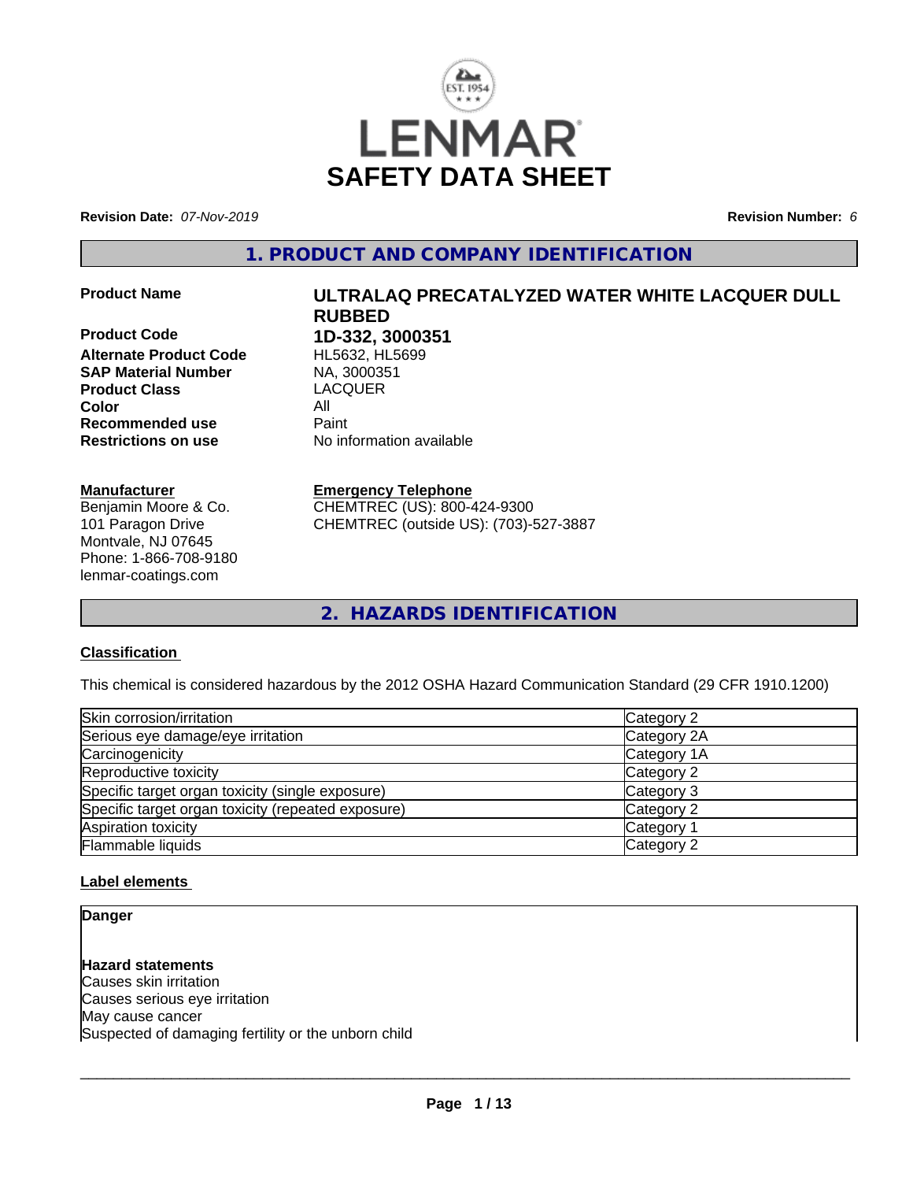# SAFETY DATA SHEET

**Revision Date:** *07-Nov-2019* **Revision Number:** *6*

## 1. PRODUCT AND COMPANY IDENTIFICATION

**Product Name** **ULTRALAQ PRECATALYZED WATER WHITE LACQUER DULL RUBBED**

**Product Code** **1D-332, 3000351**
**Alternate Product Code** HL5632, HL5699
**SAP Material Number** NA, 3000351
**Product Class** LACQUER
**Color** All
**Recommended use** Paint
**Restrictions on use** No information available

**Manufacturer**
Benjamin Moore & Co.
101 Paragon Drive
Montvale, NJ 07645
Phone: 1-866-708-9180
lenmar-coatings.com

**Emergency Telephone**
CHEMTREC (US): 800-424-9300
CHEMTREC (outside US): (703)-527-3887

## 2. HAZARDS IDENTIFICATION

### Classification

This chemical is considered hazardous by the 2012 OSHA Hazard Communication Standard (29 CFR 1910.1200)

| | |
|---|---|
| Skin corrosion/irritation | Category 2 |
| Serious eye damage/eye irritation | Category 2A |
| Carcinogenicity | Category 1A |
| Reproductive toxicity | Category 2 |
| Specific target organ toxicity (single exposure) | Category 3 |
| Specific target organ toxicity (repeated exposure) | Category 2 |
| Aspiration toxicity | Category 1 |
| Flammable liquids | Category 2 |

### Label elements

**Danger**

**Hazard statements**
Causes skin irritation
Causes serious eye irritation
May cause cancer
Suspected of damaging fertility or the unborn child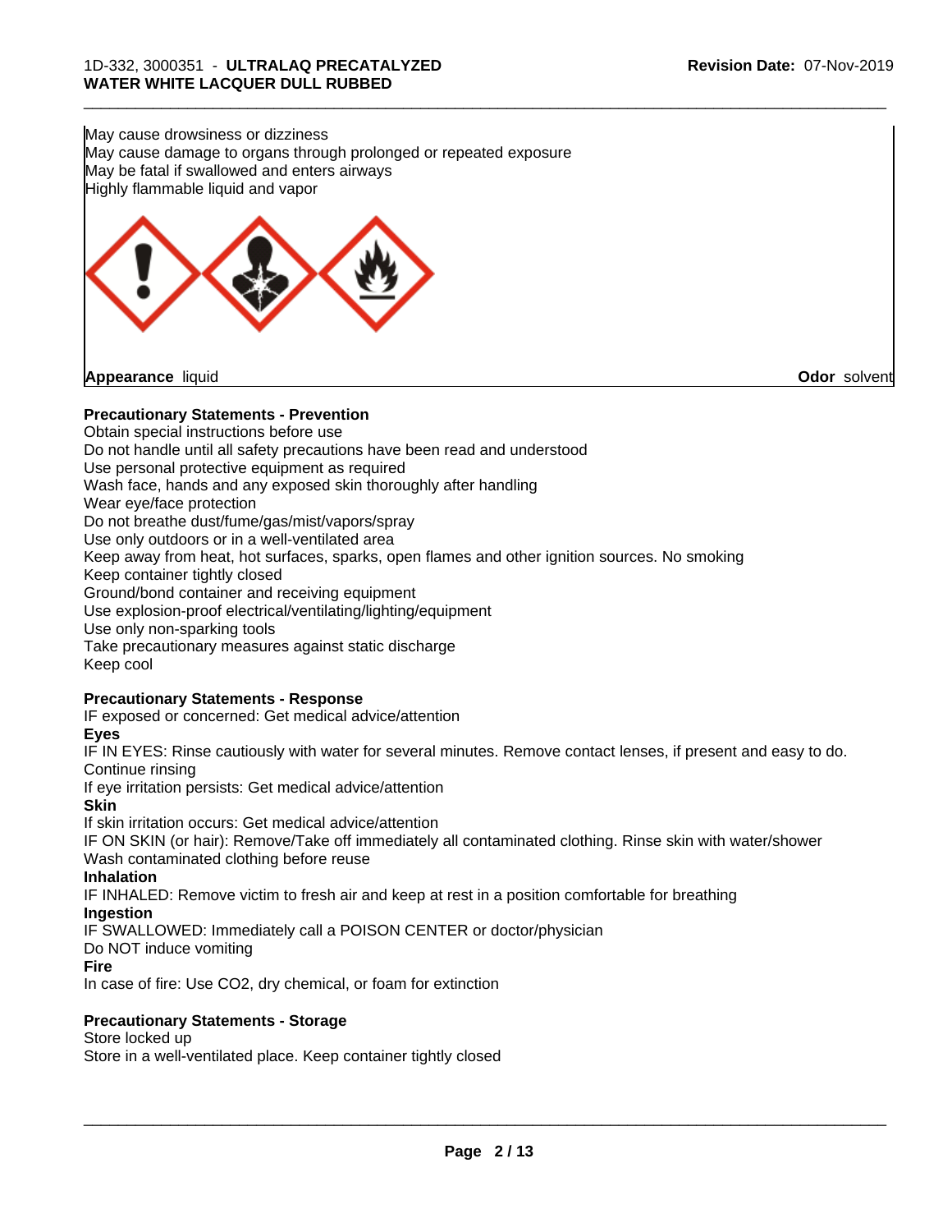May cause drowsiness or dizziness
May cause damage to organs through prolonged or repeated exposure
May be fatal if swallowed and enters airways
Highly flammable liquid and vapor

**Appearance** liquid **Odor** solvent

**Precautionary Statements - Prevention**

Obtain special instructions before use
Do not handle until all safety precautions have been read and understood
Use personal protective equipment as required
Wash face, hands and any exposed skin thoroughly after handling
Wear eye/face protection
Do not breathe dust/fume/gas/mist/vapors/spray
Use only outdoors or in a well-ventilated area
Keep away from heat, hot surfaces, sparks, open flames and other ignition sources. No smoking
Keep container tightly closed
Ground/bond container and receiving equipment
Use explosion-proof electrical/ventilating/lighting/equipment
Use only non-sparking tools
Take precautionary measures against static discharge
Keep cool

**Precautionary Statements - Response**

IF exposed or concerned: Get medical advice/attention

**Eyes**

IF IN EYES: Rinse cautiously with water for several minutes. Remove contact lenses, if present and easy to do. Continue rinsing
If eye irritation persists: Get medical advice/attention

**Skin**

If skin irritation occurs: Get medical advice/attention
IF ON SKIN (or hair): Remove/Take off immediately all contaminated clothing. Rinse skin with water/shower
Wash contaminated clothing before reuse

**Inhalation**

IF INHALED: Remove victim to fresh air and keep at rest in a position comfortable for breathing

**Ingestion**

IF SWALLOWED: Immediately call a POISON CENTER or doctor/physician
Do NOT induce vomiting

**Fire**

In case of fire: Use CO2, dry chemical, or foam for extinction

**Precautionary Statements - Storage**

Store locked up
Store in a well-ventilated place. Keep container tightly closed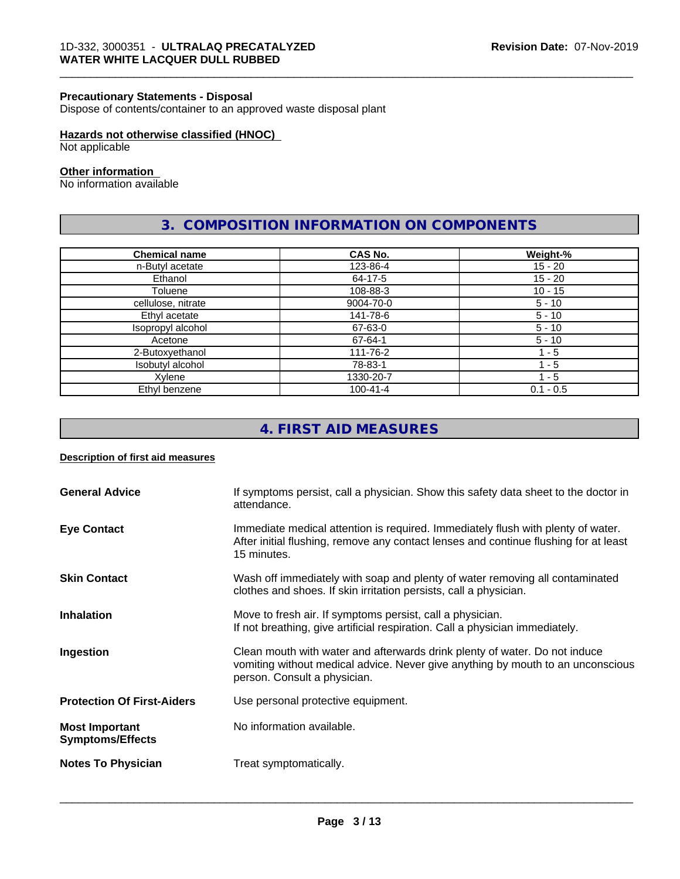#### Precautionary Statements - Disposal

Dispose of contents/container to an approved waste disposal plant

#### Hazards not otherwise classified (HNOC)

Not applicable

#### Other information

No information available

## 3. COMPOSITION INFORMATION ON COMPONENTS

| Chemical name | CAS No. | Weight-% |
|---|---|---|
| n-Butyl acetate | 123-86-4 | 15 - 20 |
| Ethanol | 64-17-5 | 15 - 20 |
| Toluene | 108-88-3 | 10 - 15 |
| cellulose, nitrate | 9004-70-0 | 5 - 10 |
| Ethyl acetate | 141-78-6 | 5 - 10 |
| Isopropyl alcohol | 67-63-0 | 5 - 10 |
| Acetone | 67-64-1 | 5 - 10 |
| 2-Butoxyethanol | 111-76-2 | 1 - 5 |
| Isobutyl alcohol | 78-83-1 | 1 - 5 |
| Xylene | 1330-20-7 | 1 - 5 |
| Ethyl benzene | 100-41-4 | 0.1 - 0.5 |

## 4. FIRST AID MEASURES

#### Description of first aid measures

**General Advice**
If symptoms persist, call a physician. Show this safety data sheet to the doctor in attendance.

**Eye Contact**
Immediate medical attention is required. Immediately flush with plenty of water. After initial flushing, remove any contact lenses and continue flushing for at least 15 minutes.

**Skin Contact**
Wash off immediately with soap and plenty of water removing all contaminated clothes and shoes. If skin irritation persists, call a physician.

**Inhalation**
Move to fresh air. If symptoms persist, call a physician.
If not breathing, give artificial respiration. Call a physician immediately.

**Ingestion**
Clean mouth with water and afterwards drink plenty of water. Do not induce vomiting without medical advice. Never give anything by mouth to an unconscious person. Consult a physician.

**Protection Of First-Aiders**
Use personal protective equipment.

**Most Important Symptoms/Effects**
No information available.

**Notes To Physician**
Treat symptomatically.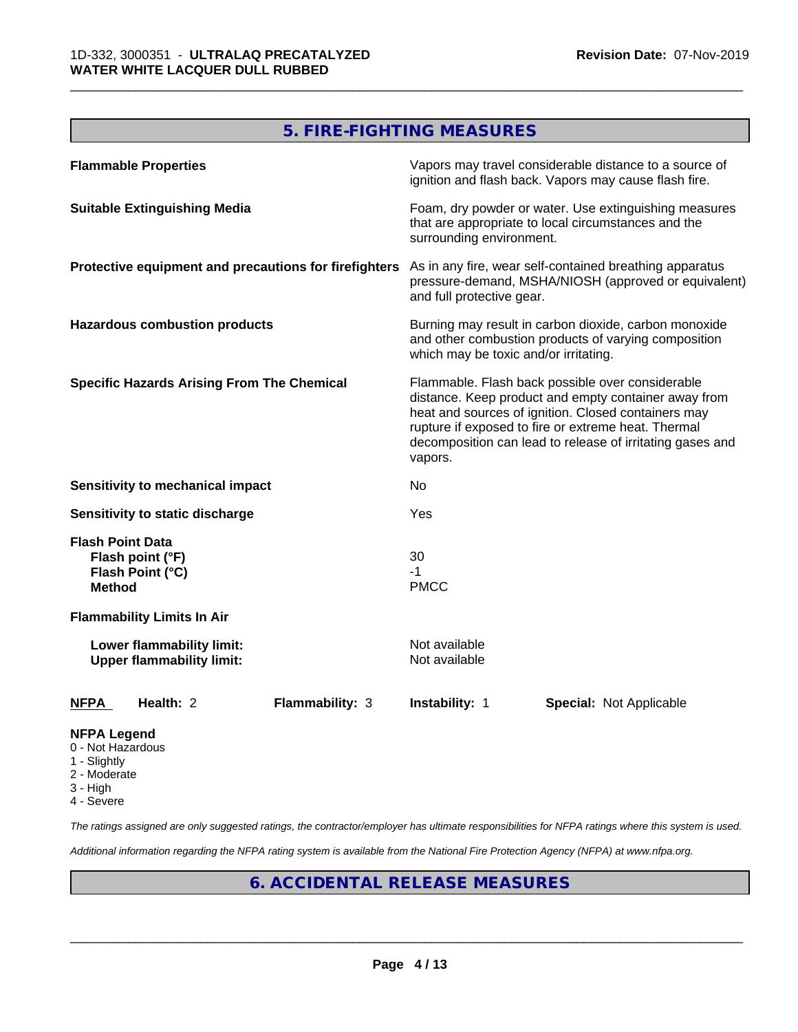## 5. FIRE-FIGHTING MEASURES

**Flammable Properties**

Vapors may travel considerable distance to a source of ignition and flash back. Vapors may cause flash fire.

**Suitable Extinguishing Media**

Foam, dry powder or water. Use extinguishing measures that are appropriate to local circumstances and the surrounding environment.

**Protective equipment and precautions for firefighters**

As in any fire, wear self-contained breathing apparatus pressure-demand, MSHA/NIOSH (approved or equivalent) and full protective gear.

**Hazardous combustion products**

Burning may result in carbon dioxide, carbon monoxide and other combustion products of varying composition which may be toxic and/or irritating.

**Specific Hazards Arising From The Chemical**

Flammable. Flash back possible over considerable distance. Keep product and empty container away from heat and sources of ignition. Closed containers may rupture if exposed to fire or extreme heat. Thermal decomposition can lead to release of irritating gases and vapors.

**Sensitivity to mechanical impact** No

**Sensitivity to static discharge** Yes

**Flash Point Data**

- **Flash point (°F)** 30
- **Flash Point (°C)** -1
- **Method** PMCC

**Flammability Limits In Air**

- **Lower flammability limit:** Not available
- **Upper flammability limit:** Not available

| NFPA | Health: 2 | Flammability: 3 | Instability: 1 | Special: Not Applicable |
|---|---|---|---|---|

**NFPA Legend**
- 0 - Not Hazardous
- 1 - Slightly
- 2 - Moderate
- 3 - High
- 4 - Severe

*The ratings assigned are only suggested ratings, the contractor/employer has ultimate responsibilities for NFPA ratings where this system is used.*

*Additional information regarding the NFPA rating system is available from the National Fire Protection Agency (NFPA) at www.nfpa.org.*

## 6. ACCIDENTAL RELEASE MEASURES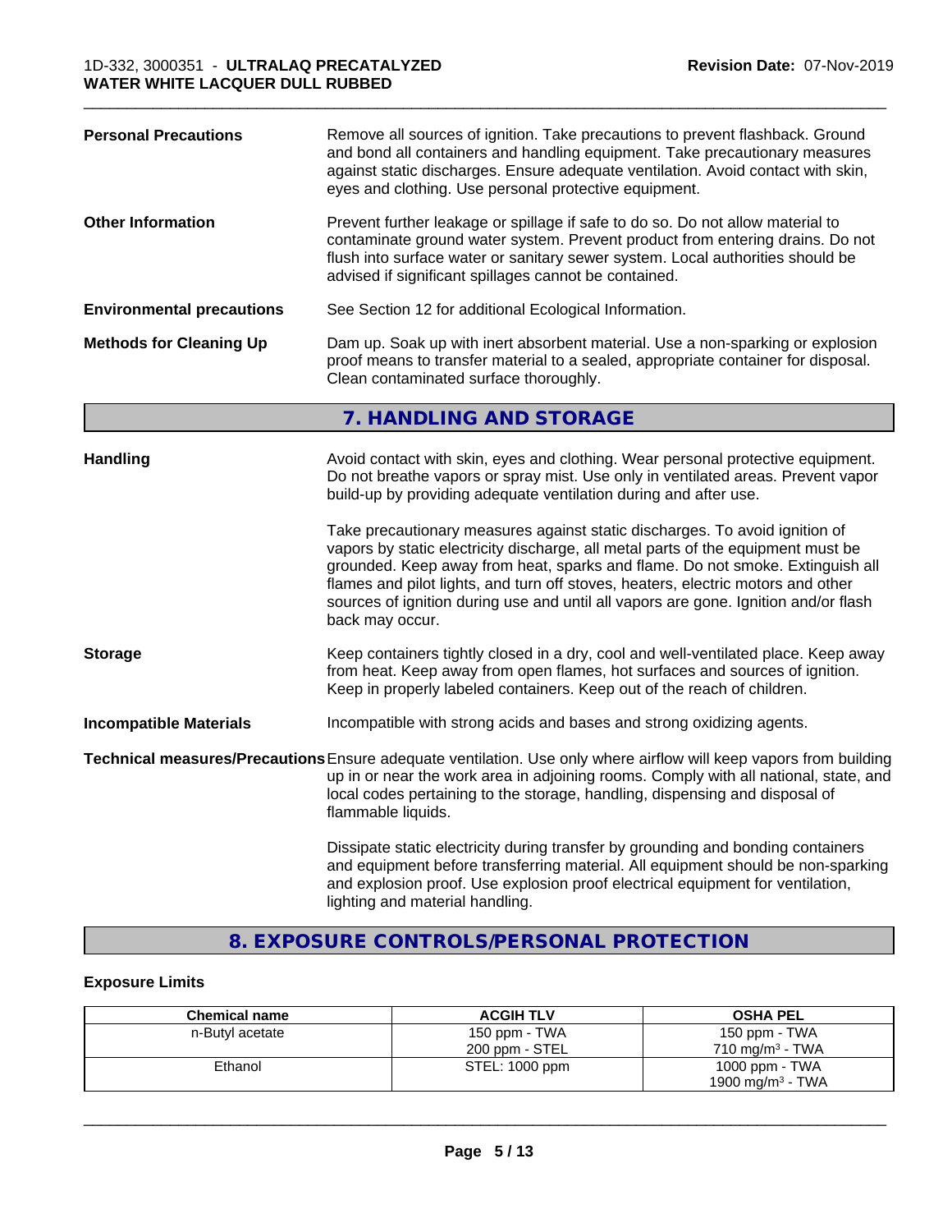**Personal Precautions** Remove all sources of ignition. Take precautions to prevent flashback. Ground and bond all containers and handling equipment. Take precautionary measures against static discharges. Ensure adequate ventilation. Avoid contact with skin, eyes and clothing. Use personal protective equipment.

**Other Information** Prevent further leakage or spillage if safe to do so. Do not allow material to contaminate ground water system. Prevent product from entering drains. Do not flush into surface water or sanitary sewer system. Local authorities should be advised if significant spillages cannot be contained.

**Environmental precautions** See Section 12 for additional Ecological Information.

**Methods for Cleaning Up** Dam up. Soak up with inert absorbent material. Use a non-sparking or explosion proof means to transfer material to a sealed, appropriate container for disposal. Clean contaminated surface thoroughly.

## 7. HANDLING AND STORAGE

**Handling** Avoid contact with skin, eyes and clothing. Wear personal protective equipment. Do not breathe vapors or spray mist. Use only in ventilated areas. Prevent vapor build-up by providing adequate ventilation during and after use.

Take precautionary measures against static discharges. To avoid ignition of vapors by static electricity discharge, all metal parts of the equipment must be grounded. Keep away from heat, sparks and flame. Do not smoke. Extinguish all flames and pilot lights, and turn off stoves, heaters, electric motors and other sources of ignition during use and until all vapors are gone. Ignition and/or flash back may occur.

**Storage** Keep containers tightly closed in a dry, cool and well-ventilated place. Keep away from heat. Keep away from open flames, hot surfaces and sources of ignition. Keep in properly labeled containers. Keep out of the reach of children.

**Incompatible Materials** Incompatible with strong acids and bases and strong oxidizing agents.

**Technical measures/Precautions** Ensure adequate ventilation. Use only where airflow will keep vapors from building up in or near the work area in adjoining rooms. Comply with all national, state, and local codes pertaining to the storage, handling, dispensing and disposal of flammable liquids.

Dissipate static electricity during transfer by grounding and bonding containers and equipment before transferring material. All equipment should be non-sparking and explosion proof. Use explosion proof electrical equipment for ventilation, lighting and material handling.

## 8. EXPOSURE CONTROLS/PERSONAL PROTECTION

### Exposure Limits

| Chemical name | ACGIH TLV | OSHA PEL |
| --- | --- | --- |
| n-Butyl acetate | 150 ppm - TWA<br>200 ppm - STEL | 150 ppm - TWA<br>710 mg/m³ - TWA |
| Ethanol | STEL: 1000 ppm | 1000 ppm - TWA<br>1900 mg/m³ - TWA |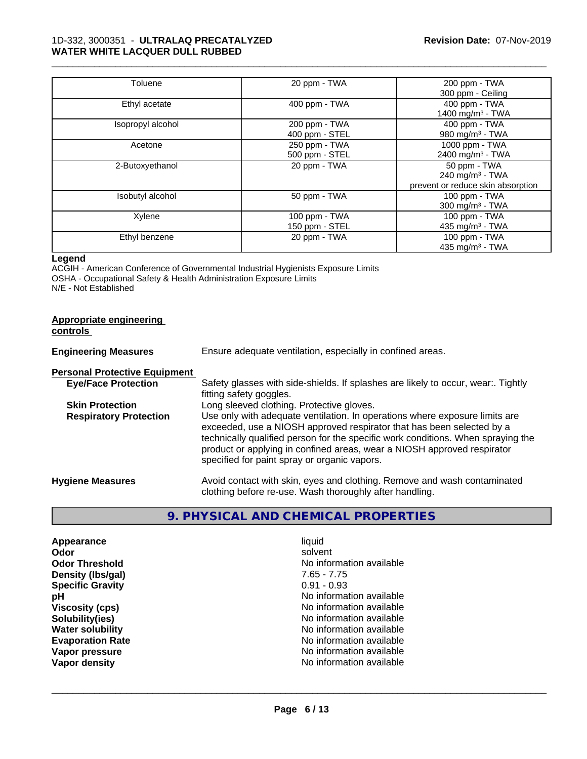| | | |
|---|---|---|
| Toluene | 20 ppm - TWA | 200 ppm - TWA<br>300 ppm - Ceiling |
| Ethyl acetate | 400 ppm - TWA | 400 ppm - TWA<br>1400 mg/m³ - TWA |
| Isopropyl alcohol | 200 ppm - TWA<br>400 ppm - STEL | 400 ppm - TWA<br>980 mg/m³ - TWA |
| Acetone | 250 ppm - TWA<br>500 ppm - STEL | 1000 ppm - TWA<br>2400 mg/m³ - TWA |
| 2-Butoxyethanol | 20 ppm - TWA | 50 ppm - TWA<br>240 mg/m³ - TWA<br>prevent or reduce skin absorption |
| Isobutyl alcohol | 50 ppm - TWA | 100 ppm - TWA<br>300 mg/m³ - TWA |
| Xylene | 100 ppm - TWA<br>150 ppm - STEL | 100 ppm - TWA<br>435 mg/m³ - TWA |
| Ethyl benzene | 20 ppm - TWA | 100 ppm - TWA<br>435 mg/m³ - TWA |

**Legend**

ACGIH - American Conference of Governmental Industrial Hygienists Exposure Limits
OSHA - Occupational Safety & Health Administration Exposure Limits
N/E - Not Established

**Appropriate engineering controls**

**Engineering Measures** Ensure adequate ventilation, especially in confined areas.

**Personal Protective Equipment**

**Eye/Face Protection** Safety glasses with side-shields. If splashes are likely to occur, wear:. Tightly fitting safety goggles.

**Skin Protection** Long sleeved clothing. Protective gloves.

**Respiratory Protection** Use only with adequate ventilation. In operations where exposure limits are exceeded, use a NIOSH approved respirator that has been selected by a technically qualified person for the specific work conditions. When spraying the product or applying in confined areas, wear a NIOSH approved respirator specified for paint spray or organic vapors.

**Hygiene Measures** Avoid contact with skin, eyes and clothing. Remove and wash contaminated clothing before re-use. Wash thoroughly after handling.

## 9. PHYSICAL AND CHEMICAL PROPERTIES

| | |
|---|---|
| **Appearance** | liquid |
| **Odor** | solvent |
| **Odor Threshold** | No information available |
| **Density (lbs/gal)** | 7.65 - 7.75 |
| **Specific Gravity** | 0.91 - 0.93 |
| **pH** | No information available |
| **Viscosity (cps)** | No information available |
| **Solubility(ies)** | No information available |
| **Water solubility** | No information available |
| **Evaporation Rate** | No information available |
| **Vapor pressure** | No information available |
| **Vapor density** | No information available |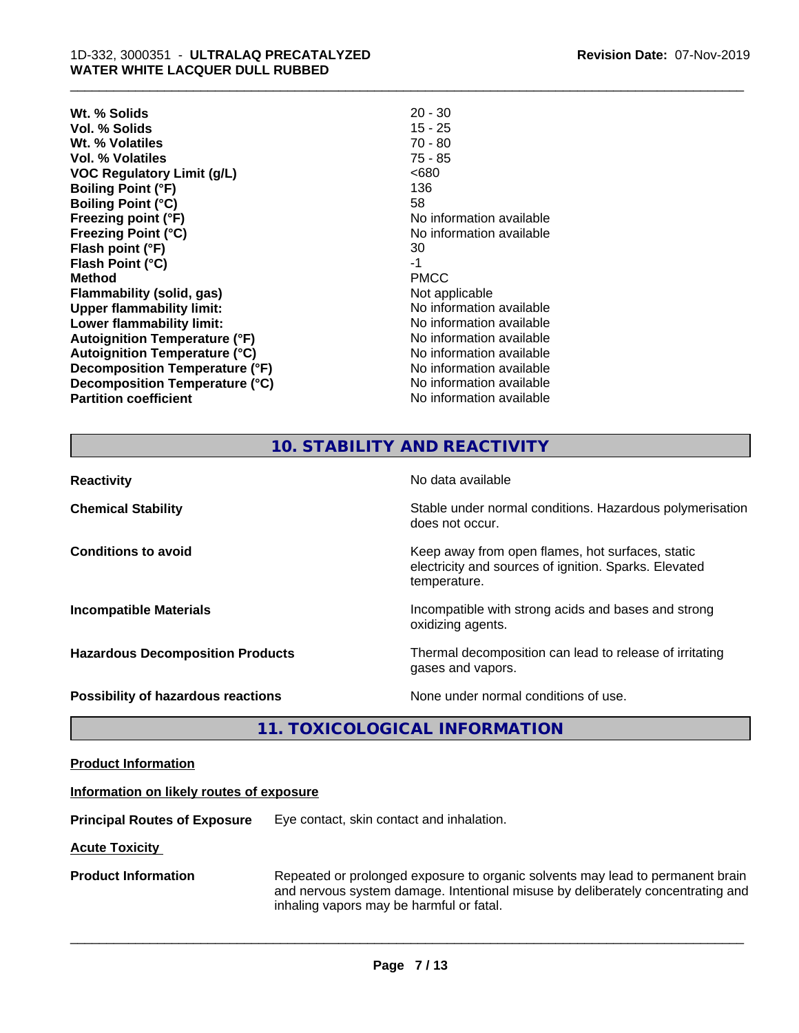| | |
|---|---|
| **Wt. % Solids** | 20 - 30 |
| **Vol. % Solids** | 15 - 25 |
| **Wt. % Volatiles** | 70 - 80 |
| **Vol. % Volatiles** | 75 - 85 |
| **VOC Regulatory Limit (g/L)** | <680 |
| **Boiling Point (°F)** | 136 |
| **Boiling Point (°C)** | 58 |
| **Freezing point (°F)** | No information available |
| **Freezing Point (°C)** | No information available |
| **Flash point (°F)** | 30 |
| **Flash Point (°C)** | -1 |
| **Method** | PMCC |
| **Flammability (solid, gas)** | Not applicable |
| **Upper flammability limit:** | No information available |
| **Lower flammability limit:** | No information available |
| **Autoignition Temperature (°F)** | No information available |
| **Autoignition Temperature (°C)** | No information available |
| **Decomposition Temperature (°F)** | No information available |
| **Decomposition Temperature (°C)** | No information available |
| **Partition coefficient** | No information available |

## 10. STABILITY AND REACTIVITY

| | |
|---|---|
| **Reactivity** | No data available |
| **Chemical Stability** | Stable under normal conditions. Hazardous polymerisation does not occur. |
| **Conditions to avoid** | Keep away from open flames, hot surfaces, static electricity and sources of ignition. Sparks. Elevated temperature. |
| **Incompatible Materials** | Incompatible with strong acids and bases and strong oxidizing agents. |
| **Hazardous Decomposition Products** | Thermal decomposition can lead to release of irritating gases and vapors. |
| **Possibility of hazardous reactions** | None under normal conditions of use. |

## 11. TOXICOLOGICAL INFORMATION

**Product Information**

**Information on likely routes of exposure**

**Principal Routes of Exposure** Eye contact, skin contact and inhalation.

**Acute Toxicity**

**Product Information** Repeated or prolonged exposure to organic solvents may lead to permanent brain and nervous system damage. Intentional misuse by deliberately concentrating and inhaling vapors may be harmful or fatal.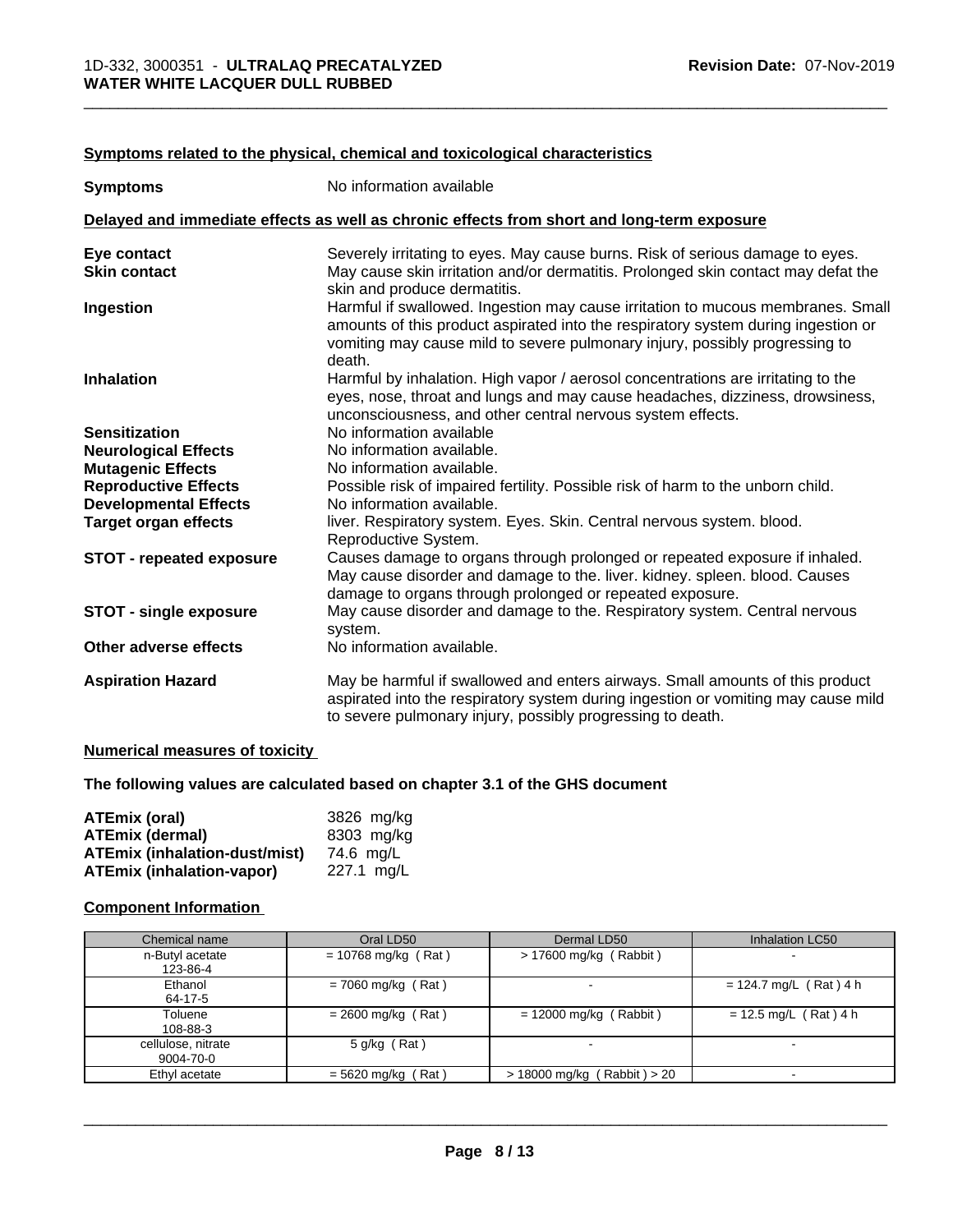### Symptoms related to the physical, chemical and toxicological characteristics

**Symptoms** No information available

### Delayed and immediate effects as well as chronic effects from short and long-term exposure

**Eye contact** Severely irritating to eyes. May cause burns. Risk of serious damage to eyes.

**Skin contact** May cause skin irritation and/or dermatitis. Prolonged skin contact may defat the skin and produce dermatitis.

**Ingestion** Harmful if swallowed. Ingestion may cause irritation to mucous membranes. Small amounts of this product aspirated into the respiratory system during ingestion or vomiting may cause mild to severe pulmonary injury, possibly progressing to death.

**Inhalation** Harmful by inhalation. High vapor / aerosol concentrations are irritating to the eyes, nose, throat and lungs and may cause headaches, dizziness, drowsiness, unconsciousness, and other central nervous system effects.

**Sensitization** No information available

**Neurological Effects** No information available.

**Mutagenic Effects** No information available.

**Reproductive Effects** Possible risk of impaired fertility. Possible risk of harm to the unborn child.

**Developmental Effects** No information available.

**Target organ effects** liver. Respiratory system. Eyes. Skin. Central nervous system. blood. Reproductive System.

**STOT - repeated exposure** Causes damage to organs through prolonged or repeated exposure if inhaled. May cause disorder and damage to the. liver. kidney. spleen. blood. Causes damage to organs through prolonged or repeated exposure.

**STOT - single exposure** May cause disorder and damage to the. Respiratory system. Central nervous system.

**Other adverse effects** No information available.

**Aspiration Hazard** May be harmful if swallowed and enters airways. Small amounts of this product aspirated into the respiratory system during ingestion or vomiting may cause mild to severe pulmonary injury, possibly progressing to death.

### Numerical measures of toxicity

**The following values are calculated based on chapter 3.1 of the GHS document**

**ATEmix (oral)** 3826 mg/kg
**ATEmix (dermal)** 8303 mg/kg
**ATEmix (inhalation-dust/mist)** 74.6 mg/L
**ATEmix (inhalation-vapor)** 227.1 mg/L

### Component Information

| Chemical name | Oral LD50 | Dermal LD50 | Inhalation LC50 |
|---|---|---|---|
| n-Butyl acetate<br>123-86-4 | = 10768 mg/kg ( Rat ) | > 17600 mg/kg ( Rabbit ) | - |
| Ethanol<br>64-17-5 | = 7060 mg/kg ( Rat ) | - | = 124.7 mg/L ( Rat ) 4 h |
| Toluene<br>108-88-3 | = 2600 mg/kg ( Rat ) | = 12000 mg/kg ( Rabbit ) | = 12.5 mg/L ( Rat ) 4 h |
| cellulose, nitrate<br>9004-70-0 | 5 g/kg ( Rat ) | - | - |
| Ethyl acetate | = 5620 mg/kg ( Rat ) | > 18000 mg/kg ( Rabbit ) > 20 | - |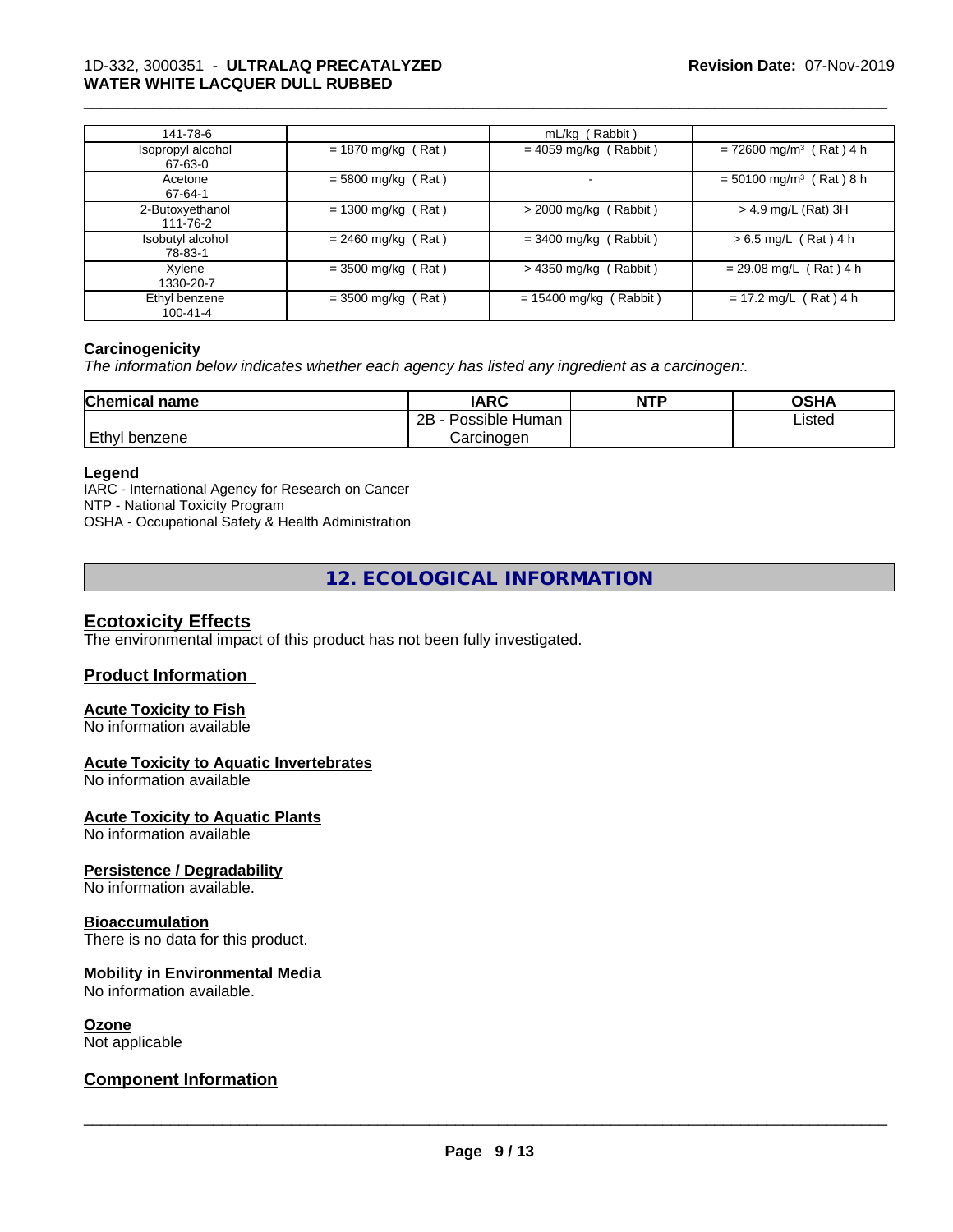| 141-78-6 | | mL/kg ( Rabbit ) | |
|---|---|---|---|
| Isopropyl alcohol 67-63-0 | = 1870 mg/kg ( Rat ) | = 4059 mg/kg ( Rabbit ) | = 72600 mg/m$^3$ ( Rat ) 4 h |
| Acetone 67-64-1 | = 5800 mg/kg ( Rat ) | - | = 50100 mg/m$^3$ ( Rat ) 8 h |
| 2-Butoxyethanol 111-76-2 | = 1300 mg/kg ( Rat ) | > 2000 mg/kg ( Rabbit ) | > 4.9 mg/L (Rat) 3H |
| Isobutyl alcohol 78-83-1 | = 2460 mg/kg ( Rat ) | = 3400 mg/kg ( Rabbit ) | > 6.5 mg/L ( Rat ) 4 h |
| Xylene 1330-20-7 | = 3500 mg/kg ( Rat ) | > 4350 mg/kg ( Rabbit ) | = 29.08 mg/L ( Rat ) 4 h |
| Ethyl benzene 100-41-4 | = 3500 mg/kg ( Rat ) | = 15400 mg/kg ( Rabbit ) | = 17.2 mg/L ( Rat ) 4 h |

**Carcinogenicity**

*The information below indicates whether each agency has listed any ingredient as a carcinogen:.*

| Chemical name | IARC | NTP | OSHA |
|---|---|---|---|
| Ethyl benzene | 2B - Possible Human Carcinogen | | Listed |

**Legend**

IARC - International Agency for Research on Cancer
NTP - National Toxicity Program
OSHA - Occupational Safety & Health Administration

## 12. ECOLOGICAL INFORMATION

### Ecotoxicity Effects

The environmental impact of this product has not been fully investigated.

### Product Information

**Acute Toxicity to Fish**

No information available

**Acute Toxicity to Aquatic Invertebrates**

No information available

**Acute Toxicity to Aquatic Plants**

No information available

**Persistence / Degradability**

No information available.

**Bioaccumulation**

There is no data for this product.

**Mobility in Environmental Media**

No information available.

**Ozone**

Not applicable

### Component Information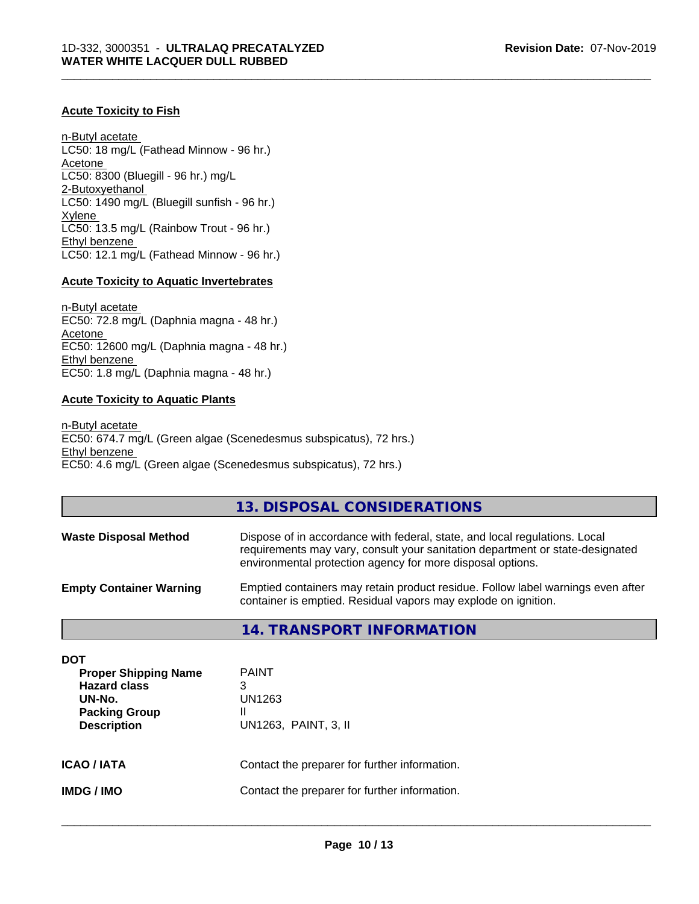### Acute Toxicity to Fish

n-Butyl acetate
LC50: 18 mg/L (Fathead Minnow - 96 hr.)
Acetone
LC50: 8300 (Bluegill - 96 hr.) mg/L
2-Butoxyethanol
LC50: 1490 mg/L (Bluegill sunfish - 96 hr.)
Xylene
LC50: 13.5 mg/L (Rainbow Trout - 96 hr.)
Ethyl benzene
LC50: 12.1 mg/L (Fathead Minnow - 96 hr.)

### Acute Toxicity to Aquatic Invertebrates

n-Butyl acetate
EC50: 72.8 mg/L (Daphnia magna - 48 hr.)
Acetone
EC50: 12600 mg/L (Daphnia magna - 48 hr.)
Ethyl benzene
EC50: 1.8 mg/L (Daphnia magna - 48 hr.)

### Acute Toxicity to Aquatic Plants

n-Butyl acetate
EC50: 674.7 mg/L (Green algae (Scenedesmus subspicatus), 72 hrs.)
Ethyl benzene
EC50: 4.6 mg/L (Green algae (Scenedesmus subspicatus), 72 hrs.)

## 13. DISPOSAL CONSIDERATIONS

**Waste Disposal Method** — Dispose of in accordance with federal, state, and local regulations. Local requirements may vary, consult your sanitation department or state-designated environmental protection agency for more disposal options.

**Empty Container Warning** — Emptied containers may retain product residue. Follow label warnings even after container is emptied. Residual vapors may explode on ignition.

## 14. TRANSPORT INFORMATION

**DOT**

| | |
|---|---|
| **Proper Shipping Name** | PAINT |
| **Hazard class** | 3 |
| **UN-No.** | UN1263 |
| **Packing Group** | II |
| **Description** | UN1263, PAINT, 3, II |

**ICAO / IATA** — Contact the preparer for further information.

**IMDG / IMO** — Contact the preparer for further information.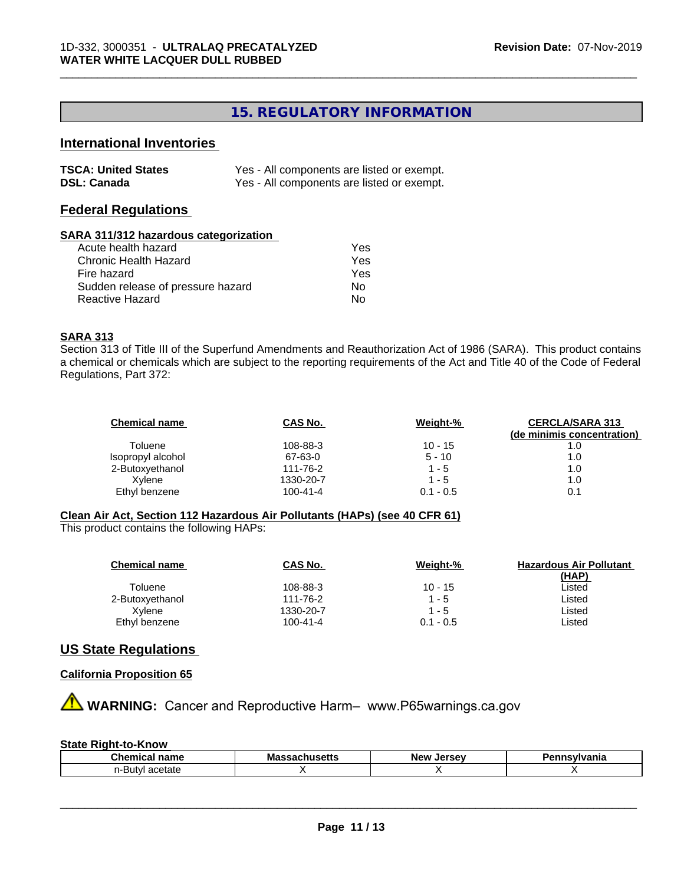# 15. REGULATORY INFORMATION

## International Inventories

| | |
|---|---|
| **TSCA: United States** | Yes - All components are listed or exempt. |
| **DSL: Canada** | Yes - All components are listed or exempt. |

## Federal Regulations

### SARA 311/312 hazardous categorization

| | |
|---|---|
| Acute health hazard | Yes |
| Chronic Health Hazard | Yes |
| Fire hazard | Yes |
| Sudden release of pressure hazard | No |
| Reactive Hazard | No |

### SARA 313

Section 313 of Title III of the Superfund Amendments and Reauthorization Act of 1986 (SARA). This product contains a chemical or chemicals which are subject to the reporting requirements of the Act and Title 40 of the Code of Federal Regulations, Part 372:

| Chemical name | CAS No. | Weight-% | CERCLA/SARA 313 (de minimis concentration) |
|---|---|---|---|
| Toluene | 108-88-3 | 10 - 15 | 1.0 |
| Isopropyl alcohol | 67-63-0 | 5 - 10 | 1.0 |
| 2-Butoxyethanol | 111-76-2 | 1 - 5 | 1.0 |
| Xylene | 1330-20-7 | 1 - 5 | 1.0 |
| Ethyl benzene | 100-41-4 | 0.1 - 0.5 | 0.1 |

### Clean Air Act, Section 112 Hazardous Air Pollutants (HAPs) (see 40 CFR 61)

This product contains the following HAPs:

| Chemical name | CAS No. | Weight-% | Hazardous Air Pollutant (HAP) |
|---|---|---|---|
| Toluene | 108-88-3 | 10 - 15 | Listed |
| 2-Butoxyethanol | 111-76-2 | 1 - 5 | Listed |
| Xylene | 1330-20-7 | 1 - 5 | Listed |
| Ethyl benzene | 100-41-4 | 0.1 - 0.5 | Listed |

## US State Regulations

### California Proposition 65

⚠ **WARNING:** Cancer and Reproductive Harm– www.P65warnings.ca.gov

### State Right-to-Know

| Chemical name | Massachusetts | New Jersey | Pennsylvania |
|---|---|---|---|
| n-Butyl acetate | X | X | X |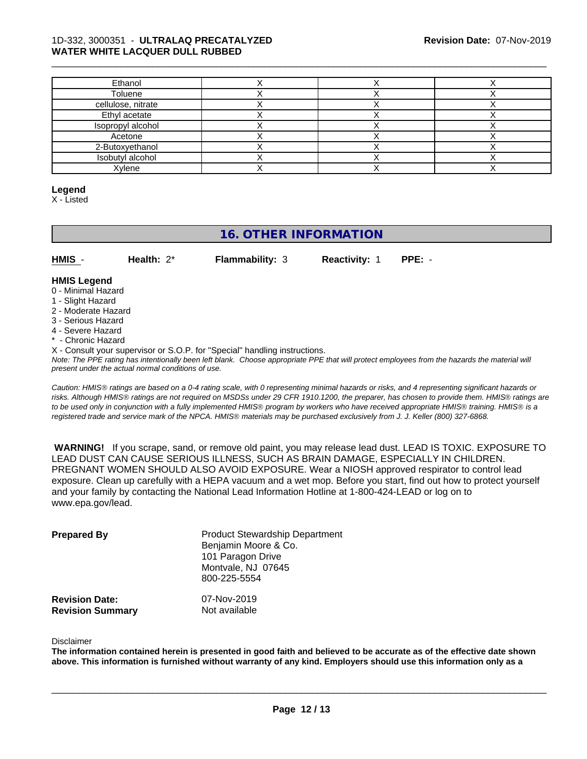| | | | |
|---|---|---|---|
| Ethanol | X | X | X |
| Toluene | X | X | X |
| cellulose, nitrate | X | X | X |
| Ethyl acetate | X | X | X |
| Isopropyl alcohol | X | X | X |
| Acetone | X | X | X |
| 2-Butoxyethanol | X | X | X |
| Isobutyl alcohol | X | X | X |
| Xylene | X | X | X |

**Legend**

X - Listed

## 16. OTHER INFORMATION

**HMIS** - **Health:** 2* **Flammability:** 3 **Reactivity:** 1 **PPE:** -

**HMIS Legend**

0 - Minimal Hazard
1 - Slight Hazard
2 - Moderate Hazard
3 - Serious Hazard
4 - Severe Hazard
* - Chronic Hazard
X - Consult your supervisor or S.O.P. for "Special" handling instructions.

*Note: The PPE rating has intentionally been left blank. Choose appropriate PPE that will protect employees from the hazards the material will present under the actual normal conditions of use.*

*Caution: HMIS® ratings are based on a 0-4 rating scale, with 0 representing minimal hazards or risks, and 4 representing significant hazards or risks. Although HMIS® ratings are not required on MSDSs under 29 CFR 1910.1200, the preparer, has chosen to provide them. HMIS® ratings are to be used only in conjunction with a fully implemented HMIS® program by workers who have received appropriate HMIS® training. HMIS® is a registered trade and service mark of the NPCA. HMIS® materials may be purchased exclusively from J. J. Keller (800) 327-6868.*

**WARNING!** If you scrape, sand, or remove old paint, you may release lead dust. LEAD IS TOXIC. EXPOSURE TO LEAD DUST CAN CAUSE SERIOUS ILLNESS, SUCH AS BRAIN DAMAGE, ESPECIALLY IN CHILDREN. PREGNANT WOMEN SHOULD ALSO AVOID EXPOSURE. Wear a NIOSH approved respirator to control lead exposure. Clean up carefully with a HEPA vacuum and a wet mop. Before you start, find out how to protect yourself and your family by contacting the National Lead Information Hotline at 1-800-424-LEAD or log on to www.epa.gov/lead.

**Prepared By**
Product Stewardship Department
Benjamin Moore & Co.
101 Paragon Drive
Montvale, NJ 07645
800-225-5554

**Revision Date:** 07-Nov-2019
**Revision Summary** Not available

Disclaimer

**The information contained herein is presented in good faith and believed to be accurate as of the effective date shown above. This information is furnished without warranty of any kind. Employers should use this information only as a**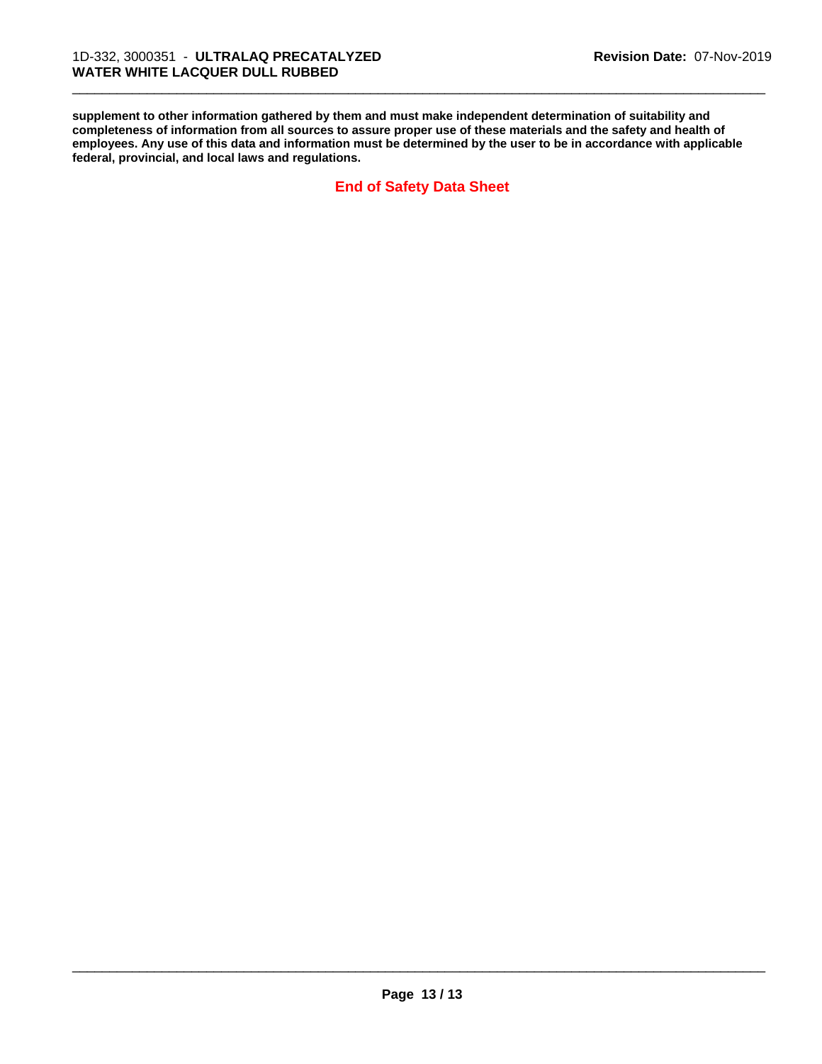**supplement to other information gathered by them and must make independent determination of suitability and completeness of information from all sources to assure proper use of these materials and the safety and health of employees. Any use of this data and information must be determined by the user to be in accordance with applicable federal, provincial, and local laws and regulations.**

**End of Safety Data Sheet**